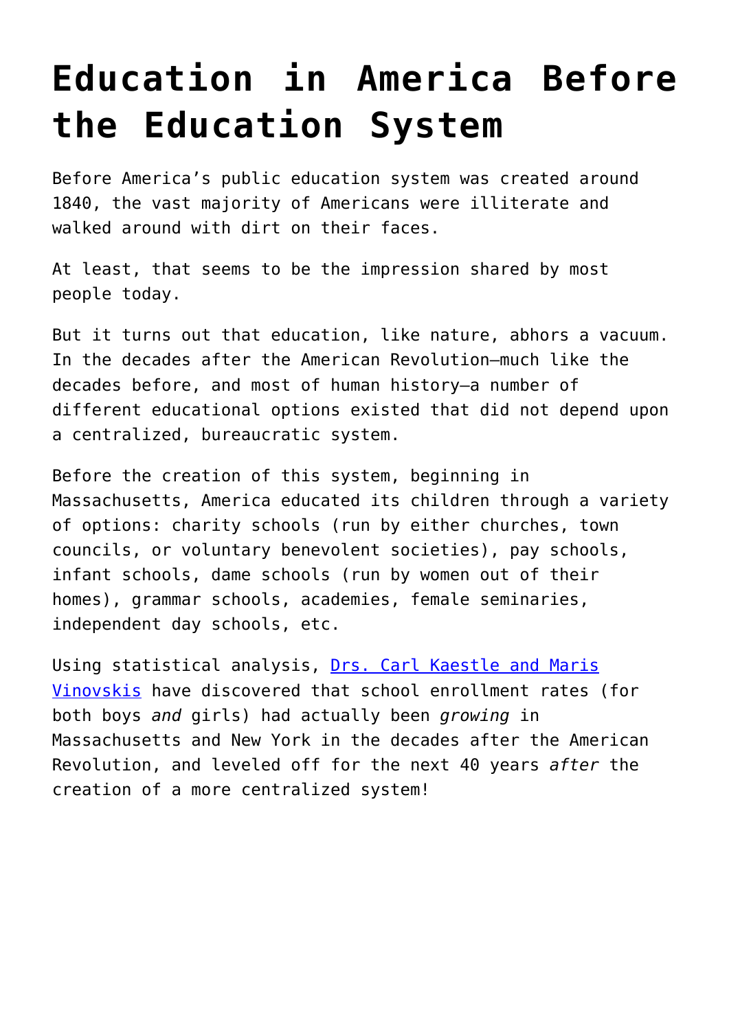# Education in America Before the Education System

Before America's public education system was created around 1840, the vast majority of Americans were illiterate and walked around with dirt on their faces.

At least, that seems to be the impression shared by most people today.

But it turns out that education, like nature, abhors a vacuum. In the decades after the American Revolution—much like the decades before, and most of human history—a number of different educational options existed that did not depend upon a centralized, bureaucratic system.

Before the creation of this system, beginning in Massachusetts, America educated its children through a variety of options: charity schools (run by either churches, town councils, or voluntary benevolent societies), pay schools, infant schools, dame schools (run by women out of their homes), grammar schools, academies, female seminaries, independent day schools, etc.

Using statistical analysis, Drs. Carl Kaestle and Maris Vinovskis have discovered that school enrollment rates (for both boys *and* girls) had actually been *growing* in Massachusetts and New York in the decades after the American Revolution, and leveled off for the next 40 years *after* the creation of a more centralized system!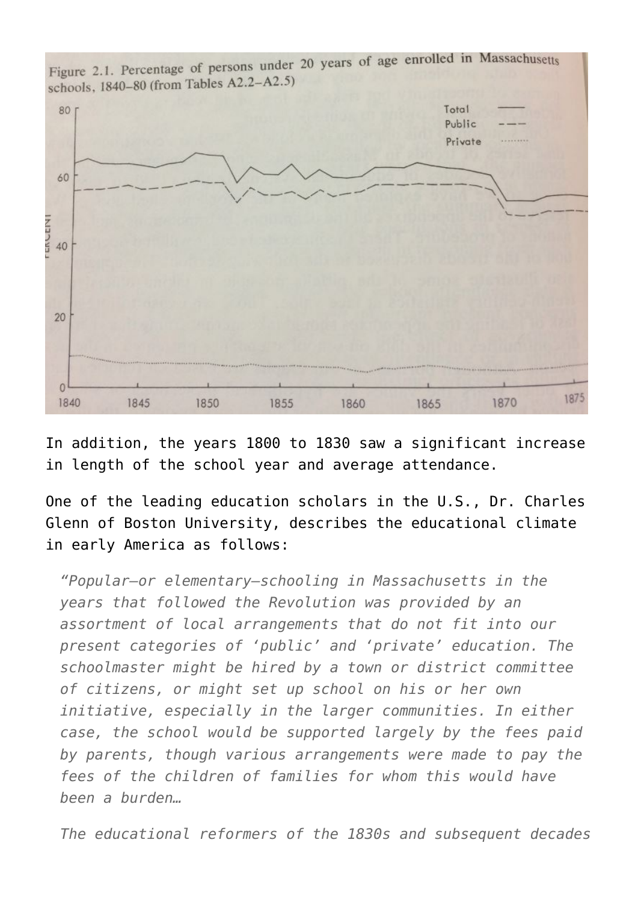Figure 2.1. Percentage of persons under 20 years of age enrolled in Massachusetts schools, 1840–80 (from Tables A2.2–A2.5)

In addition, the years 1800 to 1830 saw a significant increase in length of the school year and average attendance.

One of the leading education scholars in the U.S., Dr. Charles Glenn of Boston University, describes the educational climate in early America as follows:

> *"Popular—or elementary—schooling in Massachusetts in the years that followed the Revolution was provided by an assortment of local arrangements that do not fit into our present categories of 'public' and 'private' education. The schoolmaster might be hired by a town or district committee of citizens, or might set up school on his or her own initiative, especially in the larger communities. In either case, the school would be supported largely by the fees paid by parents, though various arrangements were made to pay the fees of the children of families for whom this would have been a burden…*
>
> *The educational reformers of the 1830s and subsequent decades*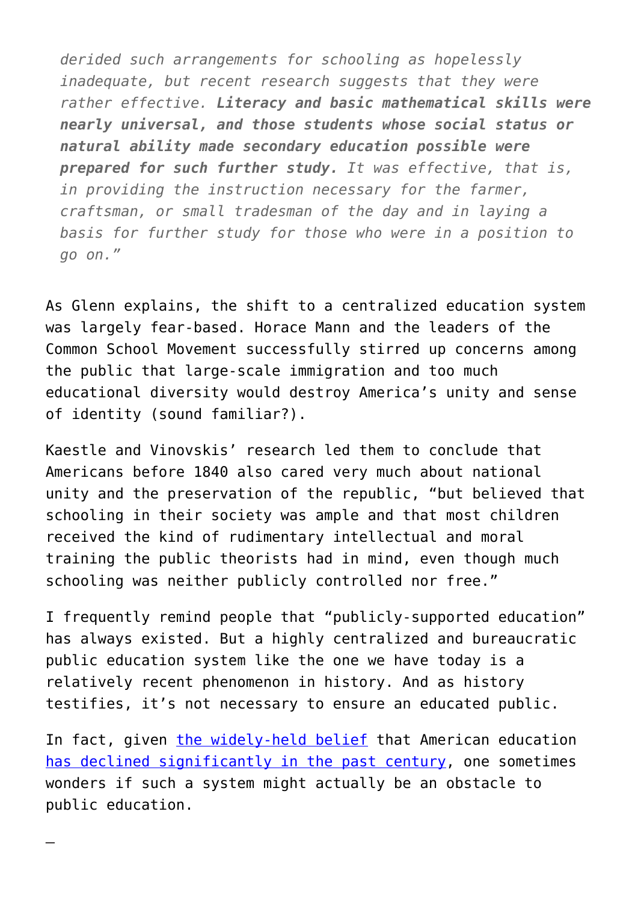> *derided such arrangements for schooling as hopelessly inadequate, but recent research suggests that they were rather effective.* ***Literacy and basic mathematical skills were nearly universal, and those students whose social status or natural ability made secondary education possible were prepared for such further study.*** *It was effective, that is, in providing the instruction necessary for the farmer, craftsman, or small tradesman of the day and in laying a basis for further study for those who were in a position to go on."*

As Glenn explains, the shift to a centralized education system was largely fear-based. Horace Mann and the leaders of the Common School Movement successfully stirred up concerns among the public that large-scale immigration and too much educational diversity would destroy America's unity and sense of identity (sound familiar?).

Kaestle and Vinovskis' research led them to conclude that Americans before 1840 also cared very much about national unity and the preservation of the republic, "but believed that schooling in their society was ample and that most children received the kind of rudimentary intellectual and moral training the public theorists had in mind, even though much schooling was neither publicly controlled nor free."

I frequently remind people that "publicly-supported education" has always existed. But a highly centralized and bureaucratic public education system like the one we have today is a relatively recent phenomenon in history. And as history testifies, it's not necessary to ensure an educated public.

In fact, given the widely-held belief that American education has declined significantly in the past century, one sometimes wonders if such a system might actually be an obstacle to public education.

—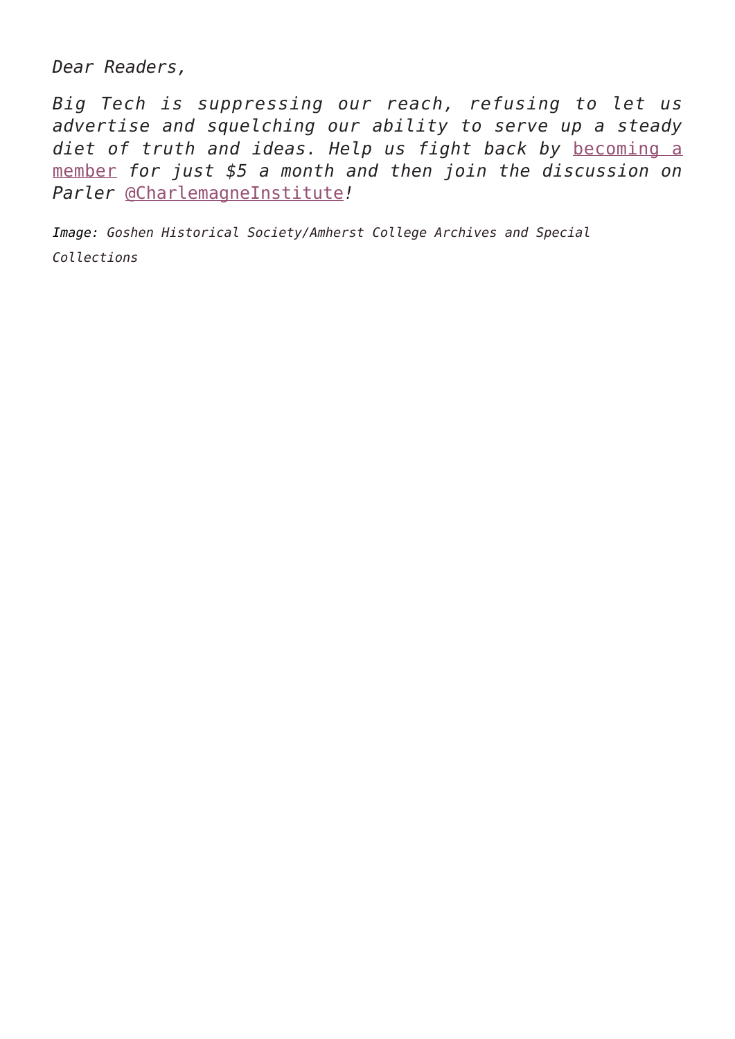*Dear Readers,*

*Big Tech is suppressing our reach, refusing to let us advertise and squelching our ability to serve up a steady diet of truth and ideas. Help us fight back by* becoming a member *for just $5 a month and then join the discussion on Parler* @CharlemagneInstitute*!*

*Image: Goshen Historical Society/Amherst College Archives and Special Collections*